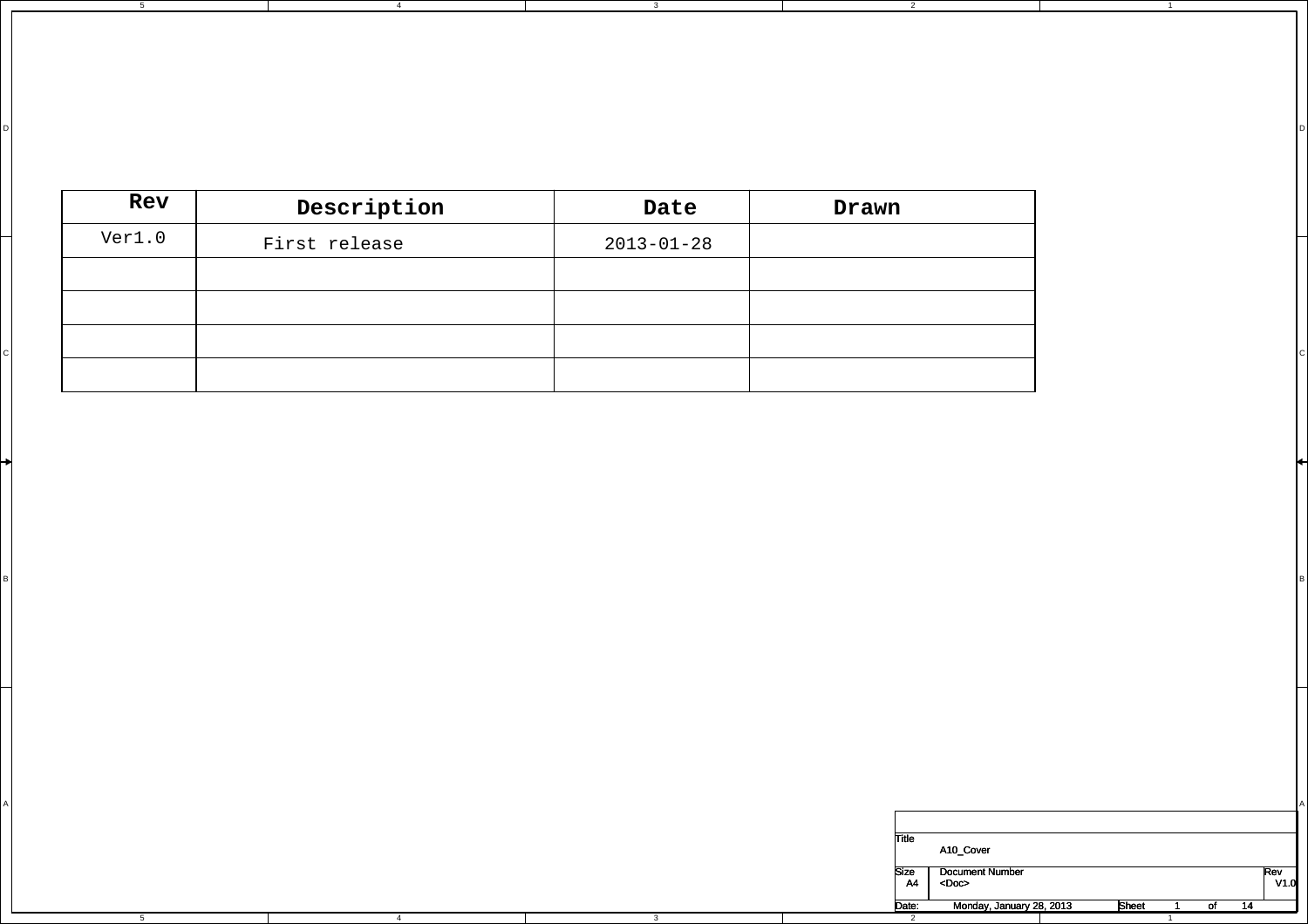| Rev | Description | Date | Drawn |
|---|---|---|---|
| Ver1.0 | First release | 2013-01-28 | |
| | | | |
| | | | |
| | | | |
| | | | |

| | | |
|---|---|---|
| Title | A10_Cover | |
| Size A4 | Document Number <Doc> | Rev V1.0 |
| Date: Monday, January 28, 2013 | Sheet 1 of 14 | |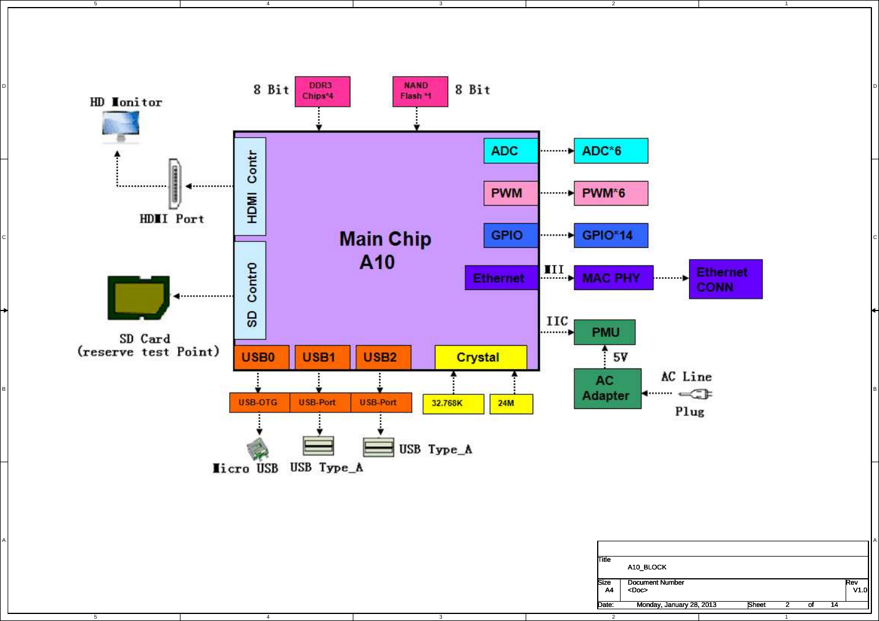HD Monitor

HDMI Port

SD Card
(reserve test Point)

8 Bit

DDR3
Chips*4

NAND
Flash *1

8 Bit

HDMI Contr

SD Contr0

Main Chip
A10

ADC

PWM

GPIO

Ethernet

USB0

USB1

USB2

Crystal

ADC*6

PWM*6

GPIO*14

MII

MAC PHY

Ethernet
CONN

IIC

PMU

5V

AC
Adapter

AC Line

Plug

USB-OTG

USB-Port

USB-Port

32.768K

24M

Micro USB

USB Type_A

USB Type_A

| Title | A10_BLOCK | |
|---|---|---|
| Size A4 | Document Number <Doc> | Rev V1.0 |
| Date: Monday, January 28, 2013 | Sheet 2 of 14 | |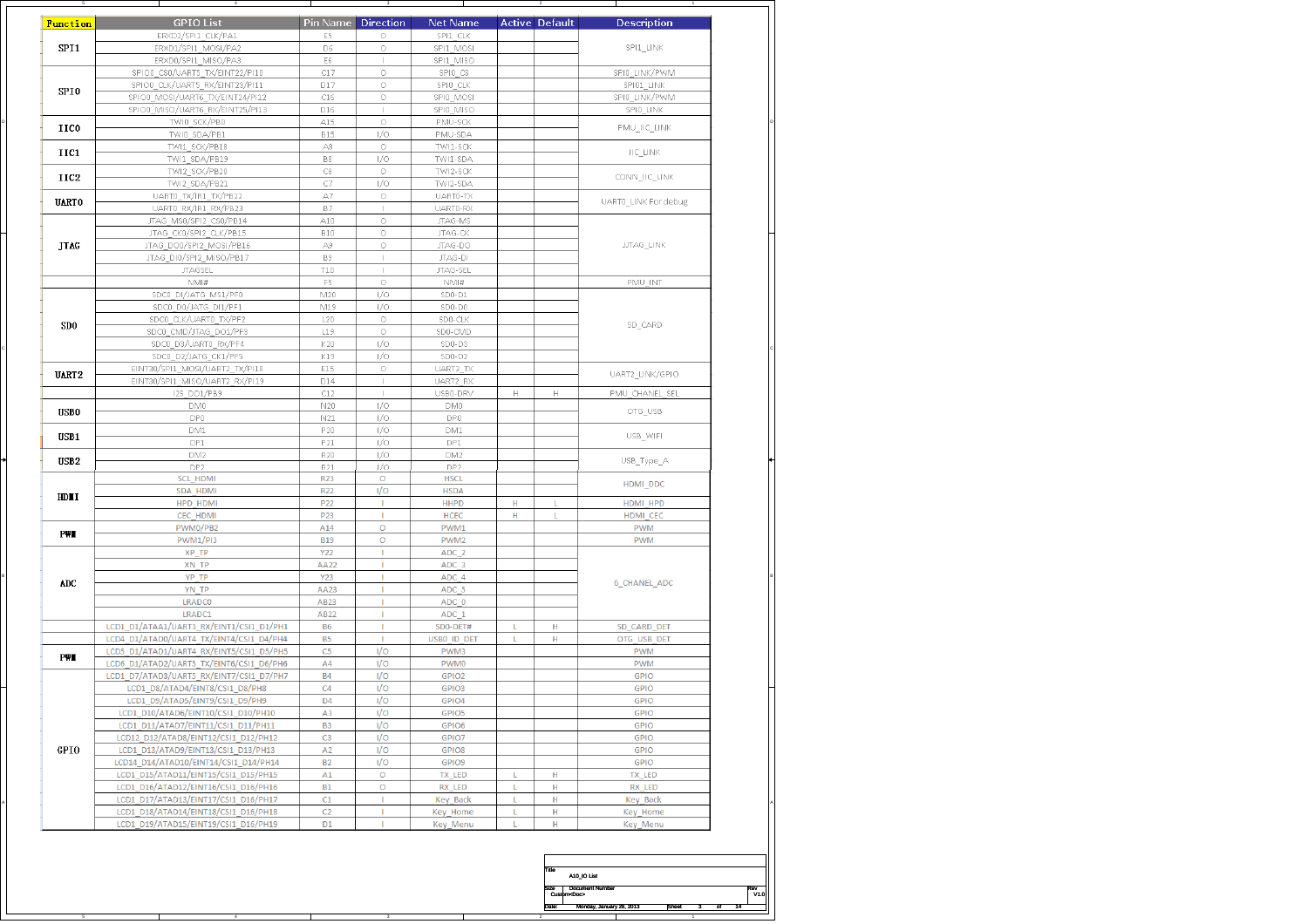| Function | GPIO List | Pin Name | Direction | Net Name | Active | Default | Description |
|---|---|---|---|---|---|---|---|
| SPI1 | ERXD2/SPI1_CLK/PA1 | E5 | O | SPI1_CLK | | | SPI1_LINK |
| | ERXD1/SPI1_MOSI/PA2 | D6 | O | SPI1_MOSI | | | |
| | ERXD0/SPI1_MISO/PA3 | E6 | I | SPI1_MISO | | | |
| SPI0 | SPI0_CS0/UART5_TX/EINT22/PI10 | C17 | O | SPI0_CS | | | SPI0_LINK/PWM |
| | SPI0_CLK/UART5_RX/EINT23/PI11 | D17 | O | SPI0_CLK | | | SPI01_LINK |
| | SPI0_MOSI/UART6_TX/EINT24/PI12 | C16 | O | SPI0_MOSI | | | SPI0_LINK/PWM |
| | SPI0_MISO/UART6_RX/EINT25/PI13 | D16 | I | SPI0_MISO | | | SPI0_LINK |
| IIC0 | TWI0_SCK/PB0 | A15 | O | PMU-SCK | | | PMU_IIC_LINK |
| | TWI0_SDA/PB1 | B15 | I/O | PMU-SDA | | | |
| IIC1 | TWI1_SCK/PB18 | A8 | O | TWI1-SCK | | | IIC_LINK |
| | TWI1_SDA/PB19 | B8 | I/O | TWI1-SDA | | | |
| IIC2 | TWI2_SCK/PB20 | C8 | O | TWI2-SCK | | | CONN_IIC_LINK |
| | TWI2_SDA/PB21 | C7 | I/O | TWI2-SDA | | | |
| UART0 | UART0_TX/IR1_TX/PB22 | A7 | O | UART0-TX | | | UART0_LINK For debug |
| | UART0_RX/IR1_RX/PB23 | B7 | I | UART0-RX | | | |
| JTAG | JTAG_MS0/SPI2_CS0/PB14 | A10 | O | JTAG-MS | | | JJTAG_LINK |
| | JTAG_CK0/SPI2_CLK/PB15 | B10 | O | JTAG-CK | | | |
| | JTAG_DO0/SPI2_MOSI/PB16 | A9 | O | JTAG-DO | | | |
| | JTAG_DI0/SPI2_MISO/PB17 | B9 | I | JTAG-DI | | | |
| | JTAGSEL | T10 | I | JTAG-SEL | | | |
| | NMI# | F5 | O | NMI# | | | PMU_INT |
| SD0 | SDC0_D1/JATG_MS1/PF0 | M20 | I/O | SD0-D1 | | | SD_CARD |
| | SDC0_D0/JATG_DI1/PF1 | M19 | I/O | SD0-D0 | | | |
| | SDC0_CLK/UART0_TX/PF2 | L20 | O | SD0-CLK | | | |
| | SDC0_CMD/JTAG_DO1/PF3 | L19 | O | SD0-CMD | | | |
| | SDC0_D3/UART0_RX/PF4 | K20 | I/O | SD0-D3 | | | |
| | SDC0_D2/JATG_CK1/PF5 | K19 | I/O | SD0-D2 | | | |
| UART2 | EINT30/SPI1_MOSI/UART2_TX/PI18 | E15 | O | UART2_TX | | | UART2_LINK/GPIO |
| | EINT30/SPI1_MISO/UART2_RX/PI19 | D14 | I | UART2_RX | | | |
| | I2S_DO1/PB9 | C12 | I | USB0-DRV | H | H | PMU_CHANEL_SEL |
| USB0 | DM0 | N20 | I/O | DM0 | | | OTG_USB |
| | DP0 | N21 | I/O | DP0 | | | |
| USB1 | DM1 | P20 | I/O | DM1 | | | USB_WIFI |
| | DP1 | P21 | I/O | DP1 | | | |
| USB2 | DM2 | R20 | I/O | DM2 | | | USB_Type_A |
| | DP2 | R21 | I/O | DP2 | | | |
| HDMI | SCL_HDMI | R23 | O | HSCL | | | HDMI_DDC |
| | SDA_HDMI | R22 | I/O | HSDA | | | |
| | HPD_HDMI | P22 | I | HHPD | H | L | HDMI_HPD |
| | CEC_HDMI | P23 | I | HCEC | H | L | HDMI_CEC |
| PWM | PWM0/PB2 | A14 | O | PWM1 | | | PWM |
| | PWM1/PI3 | B19 | O | PWM2 | | | PWM |
| ADC | XP_TP | Y22 | I | ADC_2 | | | 6_CHANEL_ADC |
| | XN_TP | AA22 | I | ADC_3 | | | |
| | YP_TP | Y23 | I | ADC_4 | | | |
| | YN_TP | AA23 | I | ADC_5 | | | |
| | LRADC0 | AB23 | I | ADC_0 | | | |
| | LRADC1 | AB22 | I | ADC_1 | | | |
| | LCD1_D1/ATAA1/UART3_RX/EINT1/CSI1_D1/PH1 | B6 | I | SD0-DET# | L | H | SD_CARD_DET |
| | LCD4_D1/ATAD0/UART4_TX/EINT4/CSI1_D4/PH4 | B5 | I | USB0_ID_DET | L | H | OTG_USB_DET |
| PWM | LCD5_D1/ATAD1/UART4_RX/EINT5/CSI1_D5/PH5 | C5 | I/O | PWM3 | | | PWM |
| | LCD6_D1/ATAD2/UART5_TX/EINT6/CSI1_D6/PH6 | A4 | I/O | PWM0 | | | PWM |
| GPIO | LCD1_D7/ATAD3/UART5_RX/EINT7/CSI1_D7/PH7 | B4 | I/O | GPIO2 | | | GPIO |
| | LCD1_D8/ATAD4/EINT8/CSI1_D8/PH8 | C4 | I/O | GPIO3 | | | GPIO |
| | LCD1_D9/ATAD5/EINT9/CSI1_D9/PH9 | D4 | I/O | GPIO4 | | | GPIO |
| | LCD1_D10/ATAD6/EINT10/CSI1_D10/PH10 | A3 | I/O | GPIO5 | | | GPIO |
| | LCD1_D11/ATAD7/EINT11/CSI1_D11/PH11 | B3 | I/O | GPIO6 | | | GPIO |
| | LCD12_D12/ATAD8/EINT12/CSI1_D12/PH12 | C3 | I/O | GPIO7 | | | GPIO |
| | LCD1_D13/ATAD9/EINT13/CSI1_D13/PH13 | A2 | I/O | GPIO8 | | | GPIO |
| | LCD14_D14/ATAD10/EINT14/CSI1_D14/PH14 | B2 | I/O | GPIO9 | | | GPIO |
| | LCD1_D15/ATAD11/EINT15/CSI1_D15/PH15 | A1 | O | TX_LED | L | H | TX_LED |
| | LCD1_D16/ATAD12/EINT16/CSI1_D16/PH16 | B1 | O | RX_LED | L | H | RX_LED |
| | LCD1_D17/ATAD13/EINT17/CSI1_D16/PH17 | C1 | I | Key_Back | L | H | Key_Back |
| | LCD1_D18/ATAD14/EINT18/CSI1_D16/PH18 | C2 | I | Key_Home | L | H | Key_Home |
| | LCD1_D19/ATAD15/EINT19/CSI1_D16/PH19 | D1 | I | Key_Menu | L | H | Key_Menu |

Title: A10_IO List
Size: Custom | Document Number: <Doc> | Rev: V1.0
Date: Monday, January 28, 2013 | Sheet 3 of 14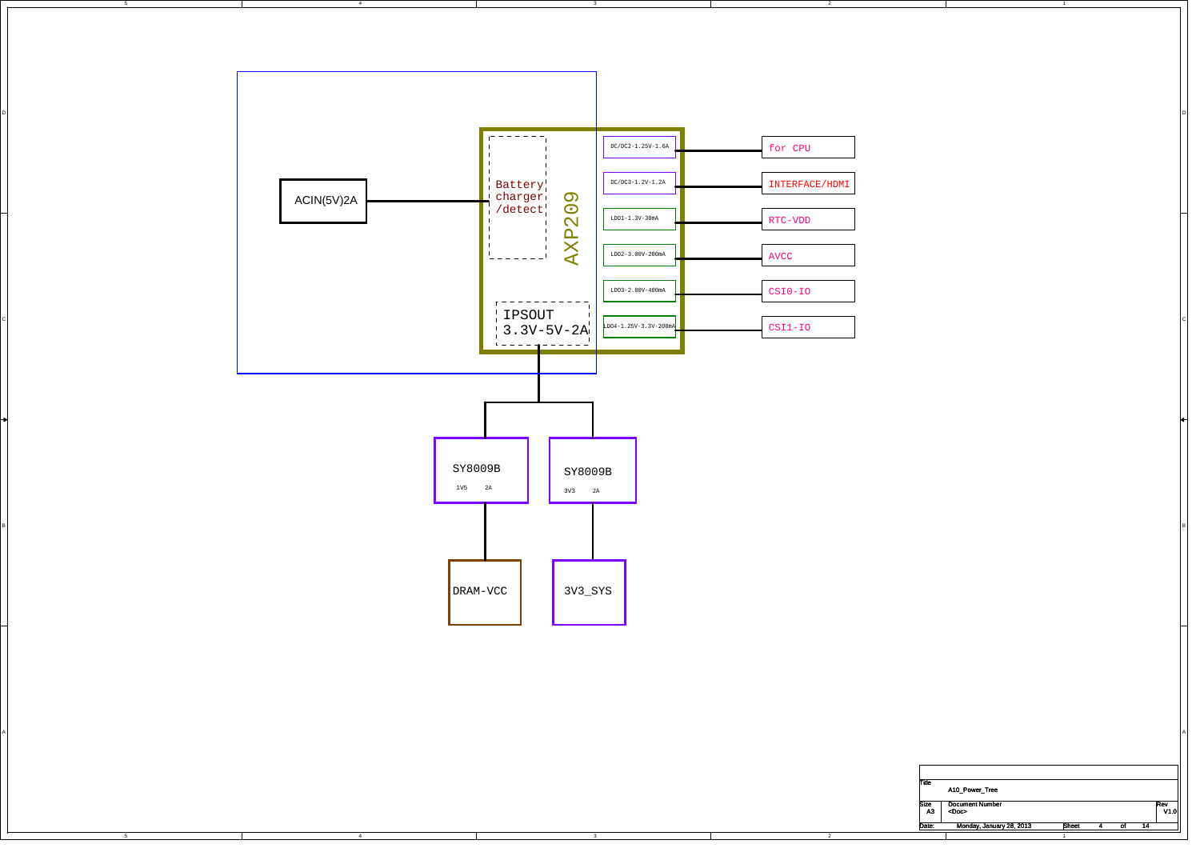ACIN(5V)2A

Battery charger /detect

AXP209

IPSOUT 3.3V-5V-2A

| Regulator | Output |
| --- | --- |
| DC/DC2-1.25V-1.6A | for CPU |
| DC/DC3-1.2V-1.2A | INTERFACE/HDMI |
| LDO1-1.3V-30mA | RTC-VDD |
| LDO2-3.00V-200mA | AVCC |
| LDO3-2.80V-400mA | CSI0-IO |
| LDO4-1.25V-3.3V-200mA | CSI1-IO |

SY8009B 1V5 2A → DRAM-VCC

SY8009B 3V3 2A → 3V3_SYS

| | |
| --- | --- |
| Title | A10_Power_Tree |
| Size | A3 |
| Document Number | <Doc> |
| Rev | V1.0 |
| Date: | Monday, January 28, 2013 |
| Sheet | 4 of 14 |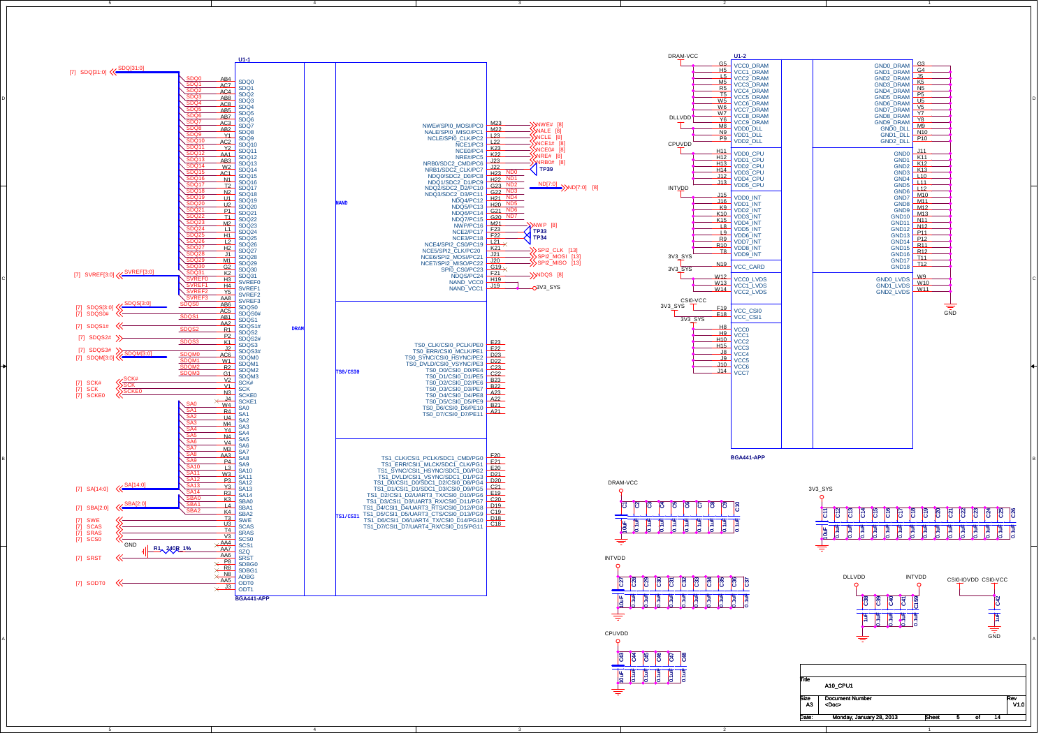# A10_CPU1

## U1-1 (BGA441-APP)

### DRAM

| Net | Ball | Pin |
|---|---|---|
| SDQ0 | AB4 | SDQ0 |
| SDQ1 | AC7 | SDQ1 |
| SDQ2 | AC4 | SDQ2 |
| SDQ3 | AB8 | SDQ3 |
| SDQ4 | AC8 | SDQ4 |
| SDQ5 | AB5 | SDQ5 |
| SDQ6 | AB7 | SDQ6 |
| SDQ7 | AC3 | SDQ7 |
| SDQ8 | AB2 | SDQ8 |
| SDQ9 | Y1 | SDQ9 |
| SDQ10 | AC2 | SDQ10 |
| SDQ11 | Y2 | SDQ11 |
| SDQ12 | AA1 | SDQ12 |
| SDQ13 | AB3 | SDQ13 |
| SDQ14 | W2 | SDQ14 |
| SDQ15 | AC1 | SDQ15 |
| SDQ16 | N1 | SDQ16 |
| SDQ17 | T2 | SDQ17 |
| SDQ18 | N2 | SDQ18 |
| SDQ19 | U1 | SDQ19 |
| SDQ20 | U2 | SDQ20 |
| SDQ21 | P1 | SDQ21 |
| SDQ22 | T1 | SDQ22 |
| SDQ23 | M2 | SDQ23 |
| SDQ24 | L1 | SDQ24 |
| SDQ25 | H1 | SDQ25 |
| SDQ26 | L2 | SDQ26 |
| SDQ27 | H2 | SDQ27 |
| SDQ28 | J1 | SDQ28 |
| SDQ29 | M1 | SDQ29 |
| SDQ30 | G2 | SDQ30 |
| SDQ31 | K2 | SDQ31 |
| SVREF0 | H3 | SVREF0 |
| SVREF1 | H4 | SVREF1 |
| SVREF2 | Y5 | SVREF2 |
| SVREF3 | AA8 | SVREF3 |
| SDQS0 | AB6 | SDQS0 |
| | AC5 | SDQS0# |
| SDQS1 | AB1 | SDQS1 |
| | AA2 | SDQS1# |
| SDQS2 | R1 | SDQS2 |
| | P2 | SDQS2# |
| SDQS3 | K1 | SDQS3 |
| | J2 | SDQS3# |
| SDQM0 | AC6 | SDQM0 |
| SDQM1 | W1 | SDQM1 |
| SDQM2 | B2 | SDQM2 |
| SDQM3 | G1 | SDQM3 |
| SCK# | V2 | SCK# |
| SCK | V1 | SCK |
| SCKE0 | N3 | SCKE0 |
| | J4 | SCKE1 |
| SA0 | W4 | SA0 |
| SA1 | R4 | SA1 |
| SA2 | U4 | SA2 |
| SA3 | M4 | SA3 |
| SA4 | Y4 | SA4 |
| SA5 | N4 | SA5 |
| SA6 | V4 | SA6 |
| SA7 | M3 | SA7 |
| SA8 | AA3 | SA8 |
| SA9 | P4 | SA9 |
| SA10 | L3 | SA10 |
| SA11 | W3 | SA11 |
| SA12 | P3 | SA12 |
| SA13 | Y3 | SA13 |
| SA14 | R3 | SA14 |
| SBA0 | K3 | SBA0 |
| SBA1 | L4 | SBA1 |
| SBA2 | K4 | SBA2 |
| SWE | T3 | SWE |
| SCAS | U3 | SCAS |
| SRAS | T4 | SRAS |
| SCS0 | V3 | SCS0 |
| | AA4 | SCS1 |
| GND — R1 240R 1% | AA7 | SZQ |
| SRST | AA6 | SRST |
| | P8 | SDBG0 |
| | R8 | SDBG1 |
| | N8 | ADBG |
| SODT0 | AA5 | ODT0 |
| | J3 | ODT1 |

Off-page connectors: [7] SDQ[31:0], [7] SVREF[3:0], [7] SDQS[3:0], [7] SDQS0#, [7] SDQS1#, [7] SDQS2#, [7] SDQS3#, [7] SDQM[3:0], [7] SCK#, [7] SCK, [7] SCKE0, [7] SA[14:0], [7] SBA[2:0], [7] SWE, [7] SCAS, [7] SRAS, [7] SCS0, [7] SRST, [7] SODT0

### NAND

| Pin | Ball | Net |
|---|---|---|
| NWE#/SPI0_MOSI/PC0 | M23 | NWE# [8] |
| NALE/SPI0_MISO/PC1 | M22 | NALE [8] |
| NCLE/SPI0_CLK/PC2 | L23 | NCLE [8] |
| NCE1/PC3 | L22 | NCE1# [8] |
| NCE0/PC4 | K23 | NCE0# [8] |
| NRE#/PC5 | K22 | NRE# [8] |
| NRB0/SDC2_CMD/PC6 | J23 | NRB0# [8] |
| NRB1/SDC2_CLK/PC7 | J22 | TP39 |
| NDQ0/SDC2_D0/PC8 | H23 | ND0 |
| NDQ1/SDC2_D1/PC9 | H22 | ND1 |
| NDQ2/SDC2_D2/PC10 | G23 | ND2 |
| NDQ3/SDC2_D3/PC11 | G22 | ND3 |
| NDQ4/PC12 | H21 | ND4 |
| NDQ5/PC13 | H20 | ND5 |
| NDQ6/PC14 | G21 | ND6 |
| NDQ7/PC15 | G20 | ND7 |
| NWP/PC16 | M21 | NWP [8] |
| NCE2/PC17 | F23 | TP33 |
| NCE3/PC18 | F22 | TP34 |
| NCE4/SPI2_CS0/PC19 | L21 | |
| NCE5/SPI2_CLK/PC20 | K21 | SPI2_CLK [13] |
| NCE6/SPI2_MOSI/PC21 | J21 | SPI2_MOSI [13] |
| NCE7/SPI2_MISO/PC22 | J20 | SPI2_MISO [13] |
| SPI0_CS0/PC23 | G19 | |
| NDQS/PC24 | F21 | NDQS [8] |
| NAND_VCC0 | H19 | 3V3_SYS |
| NAND_VCC1 | J19 | 3V3_SYS |

ND[7:0] → ND[7:0] [8]

### TS0/CSI0

| Pin | Ball |
|---|---|
| TS0_CLK/CSI0_PCLK/PE0 | E23 |
| TS0_ERR/CSI0_MCLK/PE1 | E22 |
| TS0_SYNC/CSI0_HSYNC/PE2 | D23 |
| TS0_DVLD/CSI0_VSYNC/PE3 | D22 |
| TS0_D0/CSI0_D0/PE4 | C23 |
| TS0_D1/CSI0_D1/PE5 | C22 |
| TS0_D2/CSI0_D2/PE6 | B23 |
| TS0_D3/CSI0_D3/PE7 | B22 |
| TS0_D4/CSI0_D4/PE8 | A23 |
| TS0_D5/CSI0_D5/PE9 | A22 |
| TS0_D6/CSI0_D6/PE10 | B21 |
| TS0_D7/CSI0_D7/PE11 | A21 |

### TS1/CSI1

| Pin | Ball |
|---|---|
| TS1_CLK/CSI1_PCLK/SDC1_CMD/PG0 | F20 |
| TS1_ERR/CSI1_MCLK/SDC1_CLK/PG1 | E21 |
| TS1_SYNC/CSI1_HSYNC/SDC1_D0/PG2 | E20 |
| TS1_DVLD/CSI1_VSYNC/SDC1_D1/PG3 | D21 |
| TS1_D0/CSI1_D0/SDC1_D2/CSI0_D8/PG4 | D20 |
| TS1_D1/CSI1_D1/SDC1_D3/CSI0_D9/PG5 | C21 |
| TS1_D2/CSI1_D2/UART3_TX/CSI0_D10/PG6 | E19 |
| TS1_D3/CSI1_D3/UART3_RX/CSI0_D11/PG7 | C20 |
| TS1_D4/CSI1_D4/UART3_RTS/CSI0_D12/PG8 | D19 |
| TS1_D5/CSI1_D5/UART3_CTS/CSI0_D13/PG9 | C19 |
| TS1_D6/CSI1_D6/UART4_TX/CSI0_D14/PG10 | D18 |
| TS1_D7/CSI1_D7/UART4_RX/CSI0_D15/PG11 | C18 |

## U1-2 (BGA441-APP)

| Supply | Ball | Pin |
|---|---|---|
| DRAM-VCC | G5 | VCC0_DRAM |
| | H5 | VCC1_DRAM |
| | L5 | VCC2_DRAM |
| | M5 | VCC3_DRAM |
| | R5 | VCC4_DRAM |
| | T5 | VCC5_DRAM |
| | W5 | VCC6_DRAM |
| | W6 | VCC7_DRAM |
| | W7 | VCC8_DRAM |
| | Y6 | VCC9_DRAM |
| DLLVDD | M8 | VDD0_DLL |
| | N9 | VDD1_DLL |
| | P9 | VDD2_DLL |
| CPUVDD | H11 | VDD0_CPU |
| | H12 | VDD1_CPU |
| | H13 | VDD2_CPU |
| | H14 | VDD3_CPU |
| | J12 | VDD4_CPU |
| | J13 | VDD5_CPU |
| INTVDD | J15 | VDD0_INT |
| | J16 | VDD1_INT |
| | K9 | VDD2_INT |
| | K10 | VDD3_INT |
| | K15 | VDD4_INT |
| | L8 | VDD5_INT |
| | L9 | VDD6_INT |
| | R9 | VDD7_INT |
| | R10 | VDD8_INT |
| | T8 | VDD9_INT |
| 3V3_SYS | N19 | VCC_CARD |
| 3V3_SYS | W12 | VCC0_LVDS |
| | W13 | VCC1_LVDS |
| | W14 | VCC2_LVDS |
| CSI0-VCC / 3V3_SYS | F19 | VCC_CSI0 |
| | E18 | VCC_CSI1 |
| 3V3_SYS | H8 | VCC0 |
| | H9 | VCC1 |
| | H10 | VCC2 |
| | H15 | VCC3 |
| | J8 | VCC4 |
| | J9 | VCC5 |
| | J10 | VCC6 |
| | J14 | VCC7 |

| Pin | Ball |
|---|---|
| GND0_DRAM | G3 |
| GND1_DRAM | G4 |
| GND2_DRAM | J5 |
| GND3_DRAM | K5 |
| GND4_DRAM | N5 |
| GND5_DRAM | P5 |
| GND6_DRAM | U5 |
| GND7_DRAM | V5 |
| GND8_DRAM | Y7 |
| GND9_DRAM | Y8 |
| GND0_DLL | M9 |
| GND1_DLL | N10 |
| GND2_DLL | P10 |
| GND0 | J11 |
| GND1 | K11 |
| GND2 | K12 |
| GND3 | K13 |
| GND4 | L10 |
| GND5 | L11 |
| GND6 | L12 |
| GND7 | M10 |
| GND8 | M11 |
| GND9 | M12 |
| GND10 | M13 |
| GND11 | N11 |
| GND12 | N12 |
| GND13 | P11 |
| GND14 | P12 |
| GND15 | R11 |
| GND16 | R12 |
| GND17 | T11 |
| GND18 | T12 |
| GND0_LVDS | W9 |
| GND1_LVDS | W10 |
| GND2_LVDS | W11 |

All connected to GND.

## Decoupling capacitors

- DRAM-VCC: C1 10uF; C2, C3, C4, C5, C6, C7, C8, C9, C10 0.1uF
- 3V3_SYS: C11 10uF; C12, C13, C14, C15, C16, C17, C18, C19, C20, C21, C22, C23, C24, C25, C26 0.1uF
- INTVDD: C27 10uF; C28, C29, C30, C31, C32, C33, C34, C35, C36, C37 0.1uF
- CPUVDD: C43 10uF; C44, C45, C46, C47, C48 0.1uF
- DLLVDD: C38, C39 1uF
- INTVDD: C40, C41 1uF; C159 1uF
- CSI0-IOVDD CSI0-VCC: C42 1uF

| | |
|---|---|
| Title | A10_CPU1 |
| Size | A3 |
| Document Number | <Doc> |
| Rev | V1.0 |
| Date: | Monday, January 28, 2013 |
| Sheet | 5 of 14 |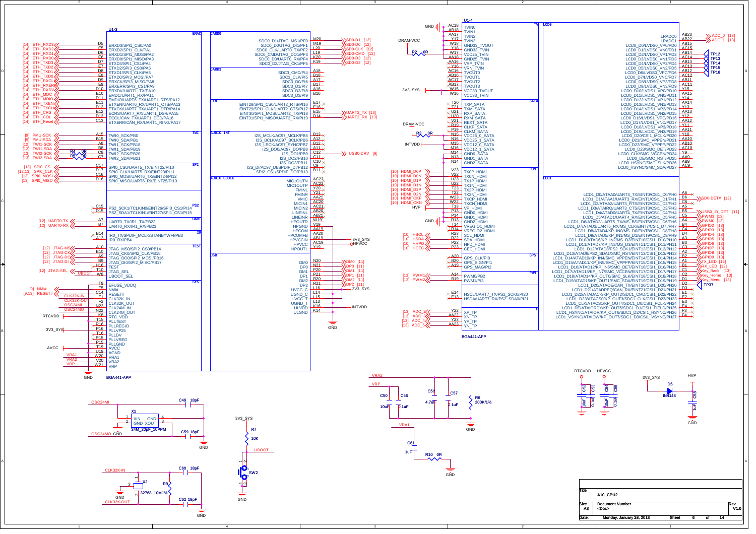# A10_CPU2

## U1-3 (BGA441-APP)

### EMAC

| Net | Pin | Signal |
|---|---|---|
| [14] ETH_RXD3 | D5 | ERXD3/SPI1_CS0/PA0 |
| [14] ETH_RXD2 | E5 | ERXD2/SPI1_CLK/PA1 |
| [14] ETH_RXD1 | D6 | ERXD1/SPI1_MOSI/PA2 |
| [14] ETH_RXD0 | E6 | ERXD0/SPI1_MISO/PA3 |
| [14] ETH_TXD3 | D7 | ETXD3/SPI1_CS1/PA4 |
| [14] ETH_TXD2 | E7 | ETXD2/SPI3_CS0/PA5 |
| [14] ETH_TXD1 | D8 | ETXD1/SPI3_CLK/PA6 |
| [14] ETH_TXD0 | E8 | ETXD0/SPI3_MOSI/PA7 |
| [14] ETH_RXCLK | D9 | ERXCK/SPI3_MISO/PA8 |
| [14] ETH_RXERR | E9 | ERXERR/SPI3_CS1/PA9 |
| [14] ETH_RXDV | D10 | ERXDV/UART1_TX/PA10 |
| [14] ETH_MDC | E10 | EMDC/UART1_RX/PA11 |
| [14] ETH_MDIO | D11 | EMDIO/UART6_TX/UART1_RTS/PA12 |
| [14] ETH_TXEN | E11 | ETXEN/UART6_RX/UART1_CTS/PA13 |
| [14] ETH_TXCLK | D12 | ETXCK/UART7_TX/UART1_DTR/PA14 |
| [14] ETH_CRS | E12 | ECRS/UART7_RX/UART1_DSR/PA15 |
| [14] ETH_COL | D13 | ECOL/CAN_TX/UART1_DCD/PA16 |
| [14] ETH_Reset | C13 | ETXERR/CAN_RX/UART1_RING/PA17 |

### TWI

| Net | Pin | Signal |
|---|---|---|
| [9] PMU-SCK | A15 | TWI0_SCK/PB0 |
| [9] PMU-SDA | B15 | TWI0_SDA/PB1 |
| [12] TWI1-SCK | A8 | TWI1_SCK/PB18 |
| [12] TWI1-SDA | B8 | TWI1_SDA/PB19 |
| [13] TWI2-SCK (R4 0R) | C8 | TWI2_SCK/PB20 |
| [13] TWI2-SDA (R5 0R) | C7 | TWI2_SDA/PB21 |

### SPI

| Net | Pin | Signal |
|---|---|---|
| [13] SPI0_CS | C17 | SPI0_CS0/UART5_TX/EINT22/PI10 |
| [12,13] SPI0_CLK | D17 | SPI0_CLK/UART5_RX/EINT23/PI11 |
| [13] SPI0_MOSI | C16 | SPI0_MOSI/UART6_TX/EINT24/PI12 |
| [13] SPI0_MISO | D16 | SPI0_MISO/UART6_RX/EINT25/PI13 |

### PS2

| Pin | Signal |
|---|---|
| C15 | PS2_SCK1/TCLKIN0/EINT26/SPI0_CS1/PI14 |
| D15 | PS2_SDA1/TCLKIN1/EINT27/SPI1_CS1/PI15 |

### UART

| Net | Pin | Signal |
|---|---|---|
| [12] UART0-TX | A7 | UART0_TX/IR1_TX/PB22 |
| [12] UART0-RX | B7 | UART0_RX/IR1_RX/PB23 |

### IR

| Pin | Signal |
|---|---|
| B14 | IR0_TX/SPDIF_MCLK/STANBYWFI/PB3 |
| A13 | IR0_RX/PB4 |

### TEST

| Net | Pin | Signal |
|---|---|---|
| [12] JTAG-MS | A10 | JTAG_MS0/SPI2_CS0/PB14 |
| [12] JTAG-CK | B10 | JTAG_CK0/SPI2_CLK/PB15 |
| [12] JTAG-DO | A9 | JTAG_DO0/SPI2_MOSI/PB16 |
| [12] JTAG-DI | B9 | JTAG_DI0/SPI2_MISO/PB17 |
| | H16 | TEST |
| [12] JTAG-SEL | T10 | JTAG_SEL |
| UBOOT | W8 | UBOOT_SEL |

### SYS

| Net | Pin | Signal |
|---|---|---|
| | T9 | EFUSE_VDDQ |
| [9] NMI# | F5 | NMI# |
| [9,13] RESET# | C14 | RESET# |
| CLK32K-IN | E1 | CLK32K_IN |
| CLK32K-OUT | F2 | CLK32K_OUT |
| OSC24MI | N23 | CLK24M_IN |
| OSC24MO | N22 | CLK24M_OUT |
| RTCVDD | K8 | RTC_VDD |
| | T15 | PLLTEST |
| | R16 | PLLREGIO |
| 3V3_SYS | P16 | PLLVP25 |
| | T16 | PLLDV |
| | R15 | PLLVREG |
| | P15 | PLLGND |
| AVCC | T19 | AVCC |
| | U19 | AGND |
| VRA1 | W20 | VRA1 |
| VRA2 | V20 | VRA2 |
| VRP | W21 | VRP |

GND

### CARD0

| Signal | Pin | Net |
|---|---|---|
| SDC0_D1/JTAG_MS1/PF0 | M20 | SD0-D1 [12] |
| SDC0_D0/JTAG_DI1/PF1 | M19 | SD0-D0 [12] |
| SDC0_CLK/UART0_TX/PF2 | L20 | SD0-CLK [12] |
| SDC0_CMD/JTAG_DO1/PF3 | L19 | SD0-CMD [12] |
| SDC0_D3/UART0_RX/PF4 | K20 | SD0-D3 [12] |
| SDC0_D2/JTAG_CK1/PF5 | K19 | SD0-D2 [12] |

### CARD3

| Signal | Pin |
|---|---|
| SDC3_CMD/PI4 | A18 |
| SDC3_CLK/PI5 | B18 |
| SDC3_D0/PI6 | A17 |
| SDC3_D1/PI7 | B17 |
| SDC3_D2/PI8 | A16 |
| SDC3_D3/PI9 | B16 |

### EINT

| Signal | Pin | Net |
|---|---|---|
| EINT28/SPI1_CS0/UART2_RTS/PI16 | E17 | |
| EINT29/SPI1_CLK/UART2_CTS/PI17 | E16 | |
| EINT30/SPI1_MOSI/UART2_TX/PI18 | E15 | UART2_TX [13] |
| EINT31/SPI1_MISO/UART2_RX/PI19 | D14 | UART2_RX [13] |

### AUDIO INT

| Signal | Pin | Net |
|---|---|---|
| I2S_MCLK/AC97_MCLK/PB5 | B13 | |
| I2S_BCLK/AC97_BCLK/PB6 | A12 | |
| I2S_LRCK/AC97_SYNC/PB7 | B12 | |
| I2S_DO0/AC97_DO/PB8 | A11 | |
| I2S_DO1/PB9 | C12 | USB0-DRV [9] |
| I2S_DO2/PB10 | C11 | |
| I2S_DO3/PB11 | C10 | |
| I2S_DI/AC97_DI/SPDIF_DI/PB12 | C9 | |
| SPI2_CS1/SPDIF_DO/PB13 | B11 | |

### AUDIO CODEC

| Signal | Pin | Net |
|---|---|---|
| MIC1OUTN | AC23 | |
| MIC1OUTP | AC22 | |
| FMINL | Y20 | |
| FMINR | Y21 | |
| VMIC | AA21 | |
| MICIN1 | AC20 | |
| MICIN2 | AC21 | |
| LINEINL | AB20 | |
| LINEINR | AB21 | |
| HPOUTR | W19 | |
| HPGND | V19 | |
| HPCOM | AA19 | |
| HPCOMFB | AA20 | |
| HPVCCIN | AB19 | 3V3_SYS |
| HPVCC | AC19 | HPVCC |
| HPOUTL | Y19 | |

### USB

| Signal | Pin | Net |
|---|---|---|
| DM0 | N20 | DM0 [11] |
| DP0 | N21 | DP0 [11] |
| DM1 | P20 | DM1 [11] |
| DP1 | P21 | DP1 [11] |
| DM2 | R20 | DM2 [11] |
| DP2 | R21 | DP2 [11] |
| UVCC_C | L16 | 3V3_SYS |
| UGND_C | L14 | |
| UVCC_T | L15 | |
| UGND_T | L13 | |
| ULVDD | K16 | INTVDD |
| ULGND | K14 | GND |

## U1-4 (BGA441-APP)

### TV

| Net | Pin | Signal |
|---|---|---|
| GND | AC18 | TVIN0 |
| | AB18 | TVIN1 |
| | AA17 | TVIN2 |
| | Y17 | TVIN3 |
| DRAM-VCC | W18 | GND33_TVOUT |
| | Y18 | GND33_TVIN |
| (R2 0R) | W17 | VDD25_TVIN |
| | AA18 | GND25_TVIN |
| | AA16 | VRP_TVIN |
| | Y16 | VRN_TVIN |
| | AC16 | TVOUT0 |
| | AB16 | TVOUT1 |
| | AC17 | TVOUT2 |
| | AB17 | TVOUT3 |
| 3V3_SYS | W15 | VCC33_TVOUT |
| | W16 | VCC33_TVIN |

### SATA

| Net | Pin | Signal |
|---|---|---|
| | T20 | TXP_SATA |
| | T21 | TXM_SATA |
| | U21 | RXP_SATA |
| | U20 | RXM_SATA |
| | V21 | REXT_SATA |
| DRAM-VCC | R19 | CLKP_SATA |
| | P19 | CLKM_SATA |
| (R3 0R) | N15 | VDD25_0_SATA |
| | N16 | VDD25_1_SATA |
| INTVDD | M15 | VDD12_0_SATA |
| | M16 | VDD12_1_SATA |
| | M14 | GND0_SATA |
| | N13 | GND1_SATA |
| | N14 | GND2_SATA |

### HDMI

| Net | Pin | Signal |
|---|---|---|
| [10] HDMI_D0P | V23 | TX0P_HDMI |
| [10] HDMI_D0N | V22 | TX0N_HDMI |
| [10] HDMI_D1P | U23 | TX1P_HDMI |
| [10] HDMI_D1N | U22 | TX1N_HDMI |
| [10] HDMI_D2P | T23 | TX2P_HDMI |
| [10] HDMI_D2N | T22 | TX2N_HDMI |
| [10] HDMI_CKP | W23 | TXCP_HDMI |
| [10] HDMI_CKN | W22 | TXCN_HDMI |
| HVP | T13 | VP_HDMI |
| | P13 | GND0_HDMI |
| | P14 | GND1_HDMI |
| GND | R13 | GND2_HDMI |
| | T14 | VREGIO1_HDMI |
| | R14 | VREGIO2_HDMI |
| [10] HSCL | R23 | SCL_HDMI |
| [10] HSDA | R22 | SDA_HDMI |
| [10] HHPD | P22 | HPD_HDMI |
| [10] HCEC | P23 | CEC_HDMI |

### GPS

| Pin | Signal |
|---|---|
| A20 | GPS_CLK/PI0 |
| B20 | GPS_SIGN/PI1 |
| A19 | GPS_MAG/PI2 |

### PWM

| Net | Pin | Signal |
|---|---|---|
| [13] PWM1 | A14 | PWM0/PB2 |
| [13] PWM2 | B19 | PWM1/PI3 |

| Pin | Signal |
|---|---|
| E14 | HSCL/UART7_TX/PS2_SCK0/PI20 |
| E13 | HSDA/UART7_RX/PS2_SDA0/PI21 |

### TP

| Net | Pin | Signal |
|---|---|---|
| [13] ADC_2 | Y22 | XP_TP |
| [13] ADC_3 | AA22 | XN_TP |
| [13] ADC_4 | Y23 | YP_TP |
| [13] ADC_5 | AA23 | YN_TP |

### LCD0

| Signal | Pin | Net |
|---|---|---|
| LRADC0 | AB23 | ADC_0 [13] |
| LRADC1 | AB22 | ADC_1 [13] |
| LCD0_D0/LVDS0_VP0/PD0 | AB15 | |
| LCD0_D1/LVDS0_VN0/PD1 | AC15 | |
| LCD0_D2/LVDS0_VP1/PD2 | AB14 | TP12 |
| LCD0_D3/LVDS0_VN1/PD3 | AC14 | TP13 |
| LCD0_D4/LVDS0_VP2/PD4 | AB13 | TP14 |
| LCD0_D5/LVDS0_VN2/PD5 | AC13 | TP15 |
| LCD0_D6/LVDS0_VPC/PD6 | AB12 | TP16 |
| LCD0_D7/LVDS0_VNC/PD7 | AC12 | |
| LCD0_D8/LVDS0_VP3/PD8 | AB11 | |
| LCD0_D9/LVDS0_VN3/PD9 | AC11 | |
| LCD0_D10/LVDS1_VP0/PD10 | Y15 | |
| LCD0_D11/LVDS1_VN0/PD11 | AA15 | |
| LCD0_D12/LVDS1_VP1/PD12 | Y14 | |
| LCD0_D13/LVDS1_VN1/PD13 | AA14 | |
| LCD0_D14/LVDS1_VP2/PD14 | Y13 | |
| LCD0_D15/LVDS1_VN2/PD15 | AA13 | |
| LCD0_D16/LVDS1_VPC/PD16 | Y12 | |
| LCD0_D17/LVDS1_VNC/PD17 | AA12 | |
| LCD0_D18/LVDS1_VP3/PD18 | Y11 | |
| LCD0_D19/LVDS1_VN3/PD19 | AA11 | |
| LCD0_D20/CSI1_MCLK/PD20 | Y10 | |
| LCD0_D21/SMC_VPPEN/PD21 | AA10 | |
| LCD0_D22/SMC_VPPPP/PD22 | AB10 | |
| LCD0_D23/SMC_DET/PD23 | AC10 | |
| LCD0_CLK/SMC_VCCEN/PD24 | Y9 | |
| LCD0_DE/SMC_RST/PD25 | AA9 | |
| LCD0_HSYNC/SMC_SLK/PD26 | AB9 | |
| LCD0_VSYNC/SMC_SDA/PD27 | AC9 | |

### LCD1

| Signal | Pin | Net |
|---|---|---|
| LCD1_D0/ATAA0/UART3_TX/EINT0/CSI1_D0/PH0 | A6 | |
| LCD1_D1/ATAA1/UART3_RX/EINT1/CSI1_D1/PH1 | B6 | SD0-DET# [12] |
| LCD1_D2/ATAA2/UART3_RTS/EINT2/CSI1_D2/PH2 | C6 | |
| LCD1_D3/ATAIRQ/UART3_CTS/EINT3/CSI1_D3/PH3 | A5 | |
| LCD1_D4/ATAD0/UART4_TX/EINT4/CSI1_D4/PH4 | B5 | USB0_ID_DET [11] |
| LCD1_D5/ATAD1/UART4_RX/EINT5/CSI1_D5/PH5 | C5 | PWM3 [13] |
| LCD1_D6/ATAD2/UART5_TX/MS_BS/EINT6/CSI1_D6/PH6 | A4 | PWM0 [13] |
| LCD1_D7/ATAD3/UART5_RX/MS_CLK/EINT7/CSI1_D7/PH7 | B4 | GPIO2 [13] |
| LCD1_D8/ATAD4/KP_IN0/MS_D0/EINT8/CSI1_D8/PH8 | C4 | GPIO3 [13] |
| LCD1_D9/ATAD5/KP_IN1/MS_D1/EINT9/CSI1_D9/PH9 | D4 | GPIO4 [13] |
| LCD1_D10/ATAD6/KP_IN2/MS_D2/EINT10/CSI1_D10/PH10 | A3 | GPIO5 [13] |
| LCD1_D11/ATAD7/KP_IN3/MS_D3/EINT11/CSI1_D11/PH11 | B3 | GPIO6 [13] |
| LCD1_D12/ATAD8/PS2_SCK1/EINT12/CSI1_D12/PH12 | C3 | GPIO7 [13] |
| LCD1_D13/ATAD9/PS2_SDA1/SMC_RST/EINT13/CSI1_D13/PH13 | A2 | GPIO8 [13] |
| LCD1_D14/ATAD10/KP_IN4/SMC_VPPEN/EINT14/CSI1_D14/PH14 | B2 | GPIO9 [13] |
| LCD1_D15/ATAD11/KP_IN5/SMC_VPPPP/EINT15/CSI1_D15/PH15 | A1 | TX_LED [12] |
| LCD1_D16/ATAD12/KP_IN6/SMC_DET/EINT16/CSI1_D16/PH16 | B1 | RX_LED [12] |
| LCD1_D17/ATAD13/KP_IN7/SMC_VCCEN/EINT17/CSI1_D17/PH17 | C1 | Key_Back [13] |
| LCD1_D18/ATAD14/KP_OUT0/SMC_SLK/EINT18/CSI1_D18/PH18 | C2 | Key_Home [13] |
| LCD1_D19/ATAD15/KP_OUT1/SMC_SDA/EINT19/CSI1_D19/PH19 | D1 | Key_Menu [13] |
| LCD1_D20/ATAOE/CAN_TX/EINT20/CSI1_D20/PH20 | D2 | TP37 |
| LCD1_D21/ATADREQ/CAN_RX/EINT21/CSI1_D21/PH21 | D3 | |
| LCD1_D22/ATADACK/KP_OUT2/SDC1_CMD/CSI1_D22/PH22 | E1 | |
| LCD1_D23/ATACS0/KP_OUT3/SDC1_CLK/CSI1_D23/PH23 | E2 | |
| LCD1_CLK/ATACS1/KP_OUT4/SDC1_D0/CSI1_PCLK/PH24 | E3 | |
| LCD1_DE/ATAIORDY/KP_OUT5/SDC1_D1/CSI1_FIELD/PH25 | E4 | |
| LCD1_HSYNC/ATAIOR/KP_OUT6/SDC1_D2/CSI1_HSYNC/PH26 | F3 | |
| LCD1_VSYNC/ATAIOW/KP_OUT7/SDC1_D3/CSI1_VSYNC/PH27 | F4 | |

## Clock circuits

- OSC24MI — C49 18pF; X1 24M_20pF_10PPM (pins: 1 XIN, 2 GND, 3 XOUT, 4 GND); OSC24MO — C59 18pF; GND
- CLK32K-IN — C60 18pF; X2 32768; R9 10M1%; CLK32K-OUT — C62 18pF; GND

## UBOOT switch

- 3V3_SYS — R7 10K — UBOOT; SW2; GND

## Analog references

- VRA2, VRP: C50 10uF, C56 0.1uF
- C51 4.7uF, C57 0.1uF, R6 200K/1%; GND
- VRA1: C61 1uF, R10 0R; GND

## Decoupling

- RTCVDD: C52 10uF, C53 0.1uF
- HPVCC: C54 10uF, C55 0.1uF
- 3V3_SYS — D5 IN4148 — HVP; C58 1uF; GND

| Title | A10_CPU2 | |
|---|---|---|
| Size | Document Number | Rev |
| A3 | <Doc> | V1.0 |
| Date: | Monday, January 28, 2013 | Sheet 6 of 14 |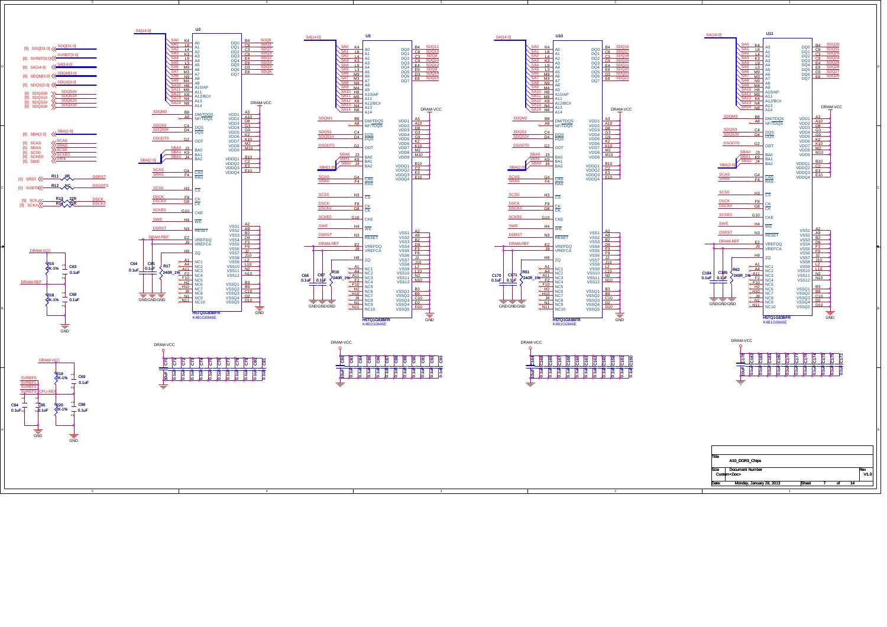# A10_DDR3_Chips

**Schematic sheet 7 of 14**

## Title block

| Field | Value |
|---|---|
| Title | A10_DDR3_Chips |
| Size | Custom |
| Document Number | <Doc> |
| Rev | V1.0 |
| Date | Monday, January 28, 2013 |
| Sheet | 7 of 14 |

## Off-page connectors (sheet [5])

- SDQ[31:0]
- SVREF[3:0]
- SA[14:0]
- SDQM[3:0]
- SDQS[3:0]
- SDQS0#, SDQS1#, SDQS2#, SDQS3#
- SBA[2:0]
- SCAS, SRAS, SCS0, SCKE0, SWE
- SRST → R11 0R → DSRST
- SODT0 → R12 NC → DSODT0
- SCK → R13 22R → DSCK
- SCK# → R14 22R → DSCK#

## Memory devices

U2, U3, U10 and U11 are H5TQ1G83BFR / K4B1G0846E devices.

| Device | Data pins DQ0–DQ7 | DM/TDQS | DQS / DQS# |
|---|---|---|---|
| U2 | SDQ5, SDQ1, SDQ3, SDQ2, SDQ4, SDQ0, SDQ6, SDQ7 | SDQM0 | SDQS0 / SDQS0# |
| U3 | SDQ11, SDQ13, SDQ9, SDQ10, SDQ12, SDQ8, SDQ14, SDQ15 | SDQM1 | SDQS1 / SDQS1# |
| U10 | SDQ16, SDQ17, SDQ18, SDQ19, SDQ21, SDQ20, SDQ23, SDQ22 | SDQM2 | SDQS2 / SDQS2# |
| U11 | SDQ30, SDQ31, SDQ25, SDQ24, SDQ28, SDQ29, SDQ27, SDQ26 | SDQM3 | SDQS3 / SDQS3# |

### Common connections

| Pin | Net |
|---|---|
| A0–A14 | SA0–SA14 |
| BA0–BA2 | SBA0–SBA2 |
| ODT | DSODT0 |
| CAS | SCAS |
| RAS | SRAS |
| CS | SCS0 |
| CK / CK# | DSCK / DSCK# |
| CKE | SCKE0 |
| WE | SWE |
| RESET | DSRST |
| VREFDQ / VREFCA | DRAM-REF |
| VDD1–VDD9, VDDQ1–VDDQ4 | DRAM-VCC |
| VSS1–VSS12, VSSQ1–VSSQ5 | GND |

### ZQ resistors and decoupling

| Device | ZQ resistor | Decoupling capacitors |
|---|---|---|
| U2 | R17 240R_1% | C64, C65 0.1uF |
| U3 | R16 240R_1% | C66, C67 0.1uF |
| U10 | R61 240R_1% | C170, C171 0.1uF |
| U11 | R62 240R_1% | C184, C185 0.1uF |

### Bulk decoupling on DRAM-VCC

| Group | Capacitors | Value |
|---|---|---|
| U2 | C70, C71, C72, C73, C74, C75, C76, C77, C78, C79, C80, C81 | 0.1uF (C70: 10uF) |
| U3 | C82, C83, C84, C85, C86, C87, C88, C89, C90, C91, C92, C93 | 0.1uF (C82: 10uF) |
| U10 | C164, C165, C166, C167, C168, C169, C160, C161, C162, C163, C158, C159 | 0.1uF (C164: 10uF) |
| U11 | C178, C182, C183, C181, C180, C179, C177, C176, C175, C174, C173, C172 | 0.1uF (C178: 10uF) |

## Reference voltage dividers

| Net | Divider resistors | Capacitors |
|---|---|---|
| DRAM-REF (from DRAM-VCC) | R15 1K-1%, R18 1K-1% | C63 0.1uF, C68 0.1uF |
| SVREF0–SVREF3 / CPU-REF (from DRAM-VCC) | R19 1K-1%, R20 1K-1% | C69 0.1uF, C94 0.1uF, C95 0.1uF, C96 0.1uF |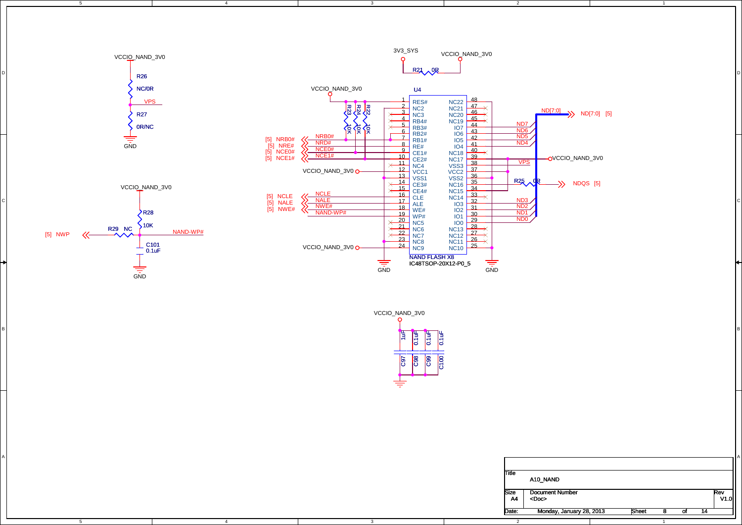VCCIO_NAND_3V0

R26 NC/0R

VPS

R27 0R/NC

GND

VCCIO_NAND_3V0

R28 10K

[5] NWP

R29 NC

NAND-WP#

C101 0.1uF

GND

3V3_SYS

VCCIO_NAND_3V0

R21 0R

VCCIO_NAND_3V0

U4

R23 10K

R24 10K

R22 10K

| Net | Pin | Name | Name | Pin | Net |
|---|---|---|---|---|---|
| VCCIO_NAND_3V0 | 1 | RES# | NC22 | 48 | |
| | 2 | NC2 | NC21 | 47 | |
| | 3 | NC3 | NC20 | 46 | |
| | 4 | RB4# | NC19 | 45 | |
| | 5 | RB3# | IO7 | 44 | ND7 |
| | 6 | RB2# | IO6 | 43 | ND6 |
| [5] NRB0# | 7 | RB1# | IO5 | 42 | ND5 |
| [5] NRE# | 8 | RE# | IO4 | 41 | ND4 |
| [5] NCE0# | 9 | CE1# | NC18 | 40 | |
| [5] NCE1# | 10 | CE2# | NC17 | 39 | VPS |
| | 11 | NC4 | VSS3 | 38 | |
| VCCIO_NAND_3V0 | 12 | VCC1 | VCC2 | 37 | VCCIO_NAND_3V0 |
| | 13 | VSS1 | VSS2 | 36 | |
| | 14 | CE3# | NC16 | 35 | R25 0R NDQS [5] |
| | 15 | CE4# | NC15 | 34 | |
| [5] NCLE | 16 | CLE | NC14 | 33 | |
| [5] NALE | 17 | ALE | IO3 | 32 | ND3 |
| [5] NWE# | 18 | WE# | IO2 | 31 | ND2 |
| NAND-WP# | 19 | WP# | IO1 | 30 | ND1 |
| | 20 | NC5 | IO0 | 29 | ND0 |
| | 21 | NC6 | NC13 | 28 | |
| | 22 | NC7 | NC12 | 27 | |
| | 23 | NC8 | NC11 | 26 | |
| VCCIO_NAND_3V0 | 24 | NC9 | NC10 | 25 | |

NAND FLASH X8

IC48TSOP-20X12-P0_5

ND[7:0] ND[7:0] [5]

GND GND

VCCIO_NAND_3V0

C97 1uF, C98 0.1uF, C99 0.1uF, C100 0.1uF

| Title | A10_NAND | | |
|---|---|---|---|
| Size A4 | Document Number <Doc> | | Rev V1.0 |
| Date: | Monday, January 28, 2013 | Sheet 8 of 14 | |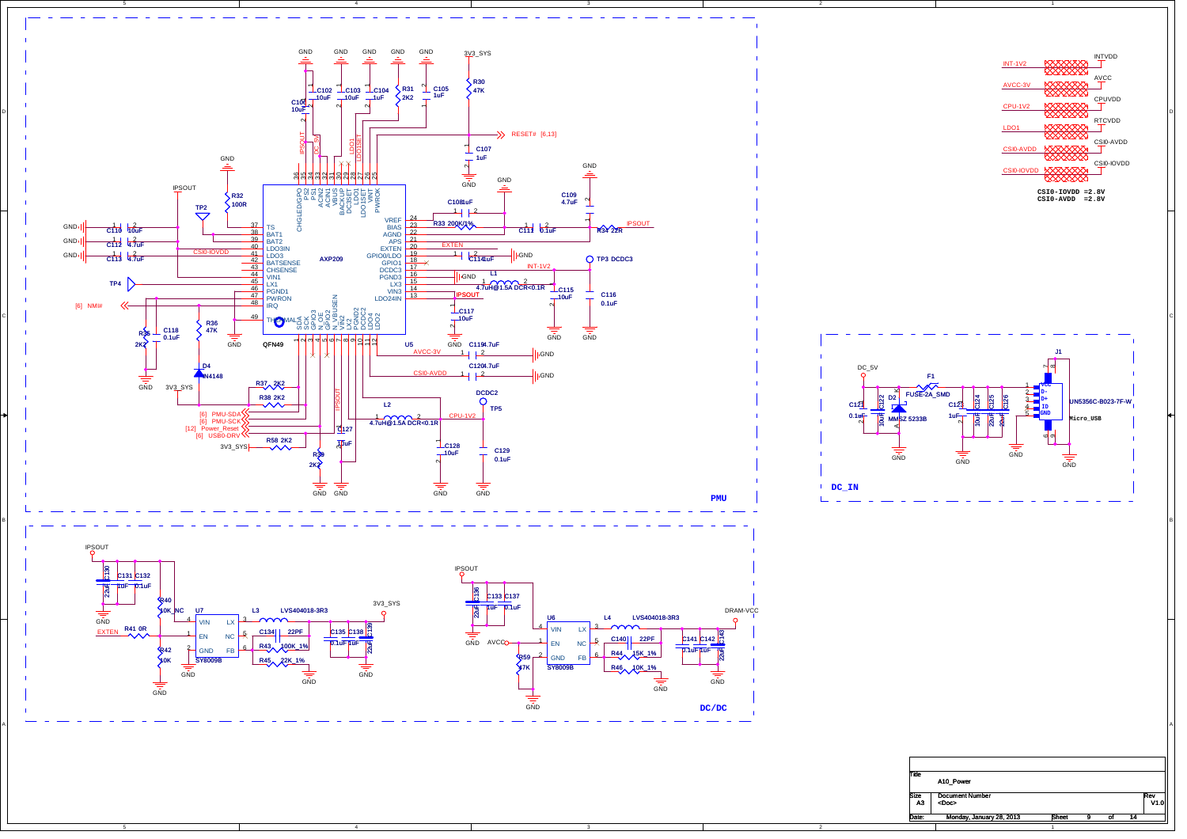## PMU

AXP209 (QFN49)

| Pin | Name | Connection |
|---|---|---|
| 37 | TS | R32 100R to GND |
| 38 | BAT1 | IPSOUT / TP2 |
| 39 | BAT2 | |
| 40 | LDO3IN | |
| 41 | LDO3 | CSI0-IOVDD |
| 42 | BATSENSE | |
| 43 | CHSENSE | |
| 44 | VIN1 | |
| 45 | LX1 | TP4 |
| 46 | PGND1 | |
| 47 | PWRON | |
| 48 | IRQ | NMI# [6] |
| 49 | THERMAL | |
| 24 | VREF | C108 1uF |
| 23 | BIAS | R33 200K/1% |
| 22 | AGND | |
| 21 | APS | R34 22R, IPSOUT, C111 0.1uF |
| 20 | EXTEN | EXTEN |
| 19 | GPIO0/LDO | C114 1uF |
| 18 | GPIO1 | |
| 17 | DCDC3 | INT-1V2, TP3 DCDC3 |
| 16 | PGND3 | |
| 15 | LX3 | L1 4.7uH@1.5A DCR<0.1R |
| 14 | VIN3 | IPSOUT |
| 13 | LDO24IN | C117 10uF |
| 1 | SDA | PMU-SDA [6] |
| 2 | SCK | PMU-SCK [6] |
| 3 | GPIO3 | Power_Reset [12] |
| 4 | N_OE | |
| 5 | GPIO2 | USB0-DRV [6] |
| 6 | N_VBUSEN | |
| 7 | VIN2 | IPSOUT |
| 8 | PGND2 | |
| 9 | LX2 | L2 4.7uH@1.5A DCR<0.1R, CPU-1V2 |
| 10 | DCDC2 | DCDC2, TP5 |
| 11 | LDO4 | AVCC-3V |
| 12 | LDO2 | CSI0-AVDD |
| 25 | PWROK | R30 47K to 3V3_SYS, RESET# [6,13], C107 1uF |
| 26 | VINT | |
| 27 | LDO1SET | |
| 28 | LDO1 | |
| 29 | DC1SET | |
| 30 | BACKUP | |
| 31 | VBUS | DC_5V |
| 32 | ACIN1 | |
| 33 | ACIN2 | |
| 34 | PS1 | |
| 35 | PS2 | |
| 36 | CHGLED/GPIO | |

Components: C102 10uF, C103 10uF, C104 1uF, R31 2K2, C105 1uF, C106 10uF, C109 4.7uF, C110 10uF, C112 4.7uF, C113 4.7uF, C115 10uF, C116 0.1uF, C118 0.1uF, R35 2K2, R36 47K, D4 1N4148, R37 2K2, R38 2K2, R58 2K2, R39 2K2, C119 4.7uF, C120 4.7uF, C127 10uF, C128 10uF, C129 0.1uF

## DC_IN

DC_5V, F1 FUSE-2A_SMD, D2 MMSZ 5233B, C121 0.1uF, C122 10uF, C123 1uF, C124 10uF, C125 22uF, C126 22uF

J1 UN5356C-B023-7F-W Micro_USB: 1 VCC, 2 D-, 3 D+, 4 ID, 5 GND

## DC/DC

U7 SY8009B: VIN (4), EN (1), GND (2), LX (3), NC (5), FB (6) — IPSOUT, C130 22uF, C131 1uF, C132 0.1uF, R40 10K_NC, R41 0R (EXTEN), R42 10K, L3 LVS404018-3R3, C134 22PF, R43 100K_1%, R45 22K_1%, C135 0.1uF, C138 1uF, C139 22uF → 3V3_SYS

U6 SY8009B: VIN (4), EN (1), GND (2), LX (3), NC (5), FB (6) — IPSOUT, C136 22uF, C133 1uF, C137 0.1uF, AVCC, R59 47K, L4 LVS404018-3R3, C140 22PF, R44 15K_1%, R46 10K_1%, C141 0.1uF, C142 1uF, C143 22uF → DRAM-VCC

## Power net ties

INT-1V2 → INTVDD
AVCC-3V → AVCC
CPU-1V2 → CPUVDD
LDO1 → RTCVDD
CSI0-AVDD → CSI0-AVDD
CSI0-IOVDD → CSI0-IOVDD

**CSI0-IOVDD =2.8V**
**CSI0-AVDD =2.8V**

| Title | A10_Power | |
|---|---|---|
| Size A3 | Document Number <Doc> | Rev V1.0 |
| Date: Monday, January 28, 2013 | Sheet 9 of 14 | |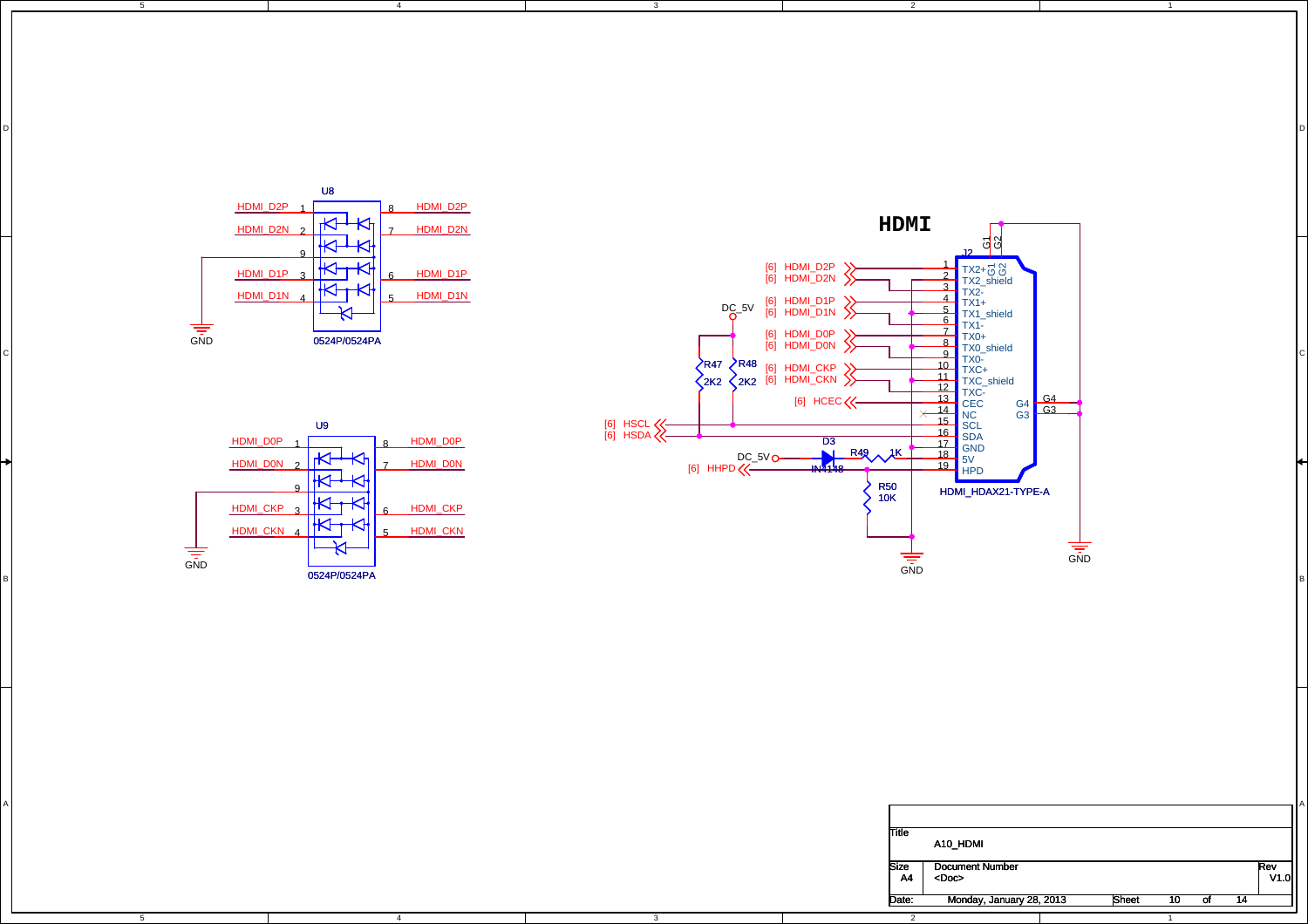# HDMI

**U8** — 0524P/0524PA

| Pin | Net | Pin | Net |
|---|---|---|---|
| 1 | HDMI_D2P | 8 | HDMI_D2P |
| 2 | HDMI_D2N | 7 | HDMI_D2N |
| 9 | GND | | |
| 3 | HDMI_D1P | 6 | HDMI_D1P |
| 4 | HDMI_D1N | 5 | HDMI_D1N |

**U9** — 0524P/0524PA

| Pin | Net | Pin | Net |
|---|---|---|---|
| 1 | HDMI_D0P | 8 | HDMI_D0P |
| 2 | HDMI_D0N | 7 | HDMI_D0N |
| 9 | GND | | |
| 3 | HDMI_CKP | 6 | HDMI_CKP |
| 4 | HDMI_CKN | 5 | HDMI_CKN |

**J2** — HDMI_HDAX21-TYPE-A

| Pin | Name | Net |
|---|---|---|
| 1 | TX2+ | [6] HDMI_D2P |
| 2 | TX2_shield | GND |
| 3 | TX2- | [6] HDMI_D2N |
| 4 | TX1+ | [6] HDMI_D1P |
| 5 | TX1_shield | GND |
| 6 | TX1- | [6] HDMI_D1N |
| 7 | TX0+ | [6] HDMI_D0P |
| 8 | TX0_shield | GND |
| 9 | TX0- | [6] HDMI_D0N |
| 10 | TXC+ | [6] HDMI_CKP |
| 11 | TXC_shield | GND |
| 12 | TXC- | [6] HDMI_CKN |
| 13 | CEC | [6] HCEC |
| 14 | NC | |
| 15 | SCL | [6] HSCL |
| 16 | SDA | [6] HSDA |
| 17 | GND | GND |
| 18 | 5V | DC_5V via D3 (IN4148) and R49 (1K) |
| 19 | HPD | [6] HHPD |
| G1, G2, G3, G4 | | GND |

R47 2K2 (DC_5V to HSDA), R48 2K2 (DC_5V to HSCL), R50 10K (HHPD to GND)

| Title | A10_HDMI | | |
|---|---|---|---|
| Size | Document Number | | Rev |
| A4 | <Doc> | | V1.0 |
| Date: | Monday, January 28, 2013 | Sheet 10 of 14 | |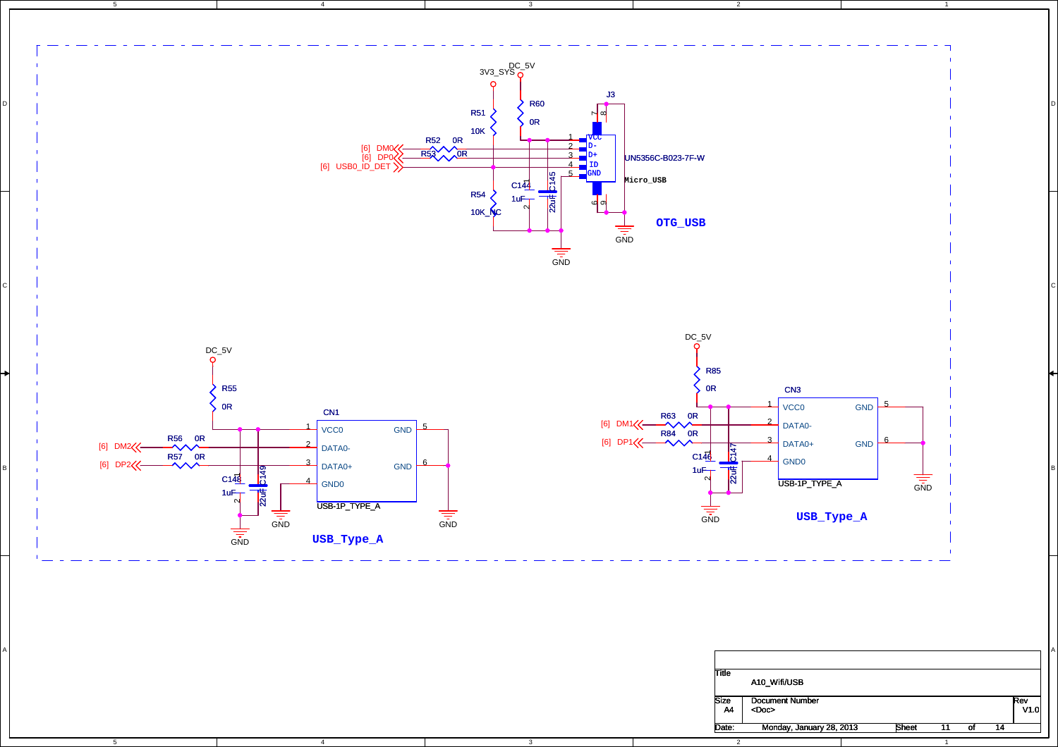## OTG_USB

3V3_SYS
DC_5V

R51 10K
R60 0R
R52 0R
R53 0R
R54 10K_NC
C144 1uF
C145 22uF

[6] DM0
[6] DP0
[6] USB0_ID_DET

J3
UN5356C-B023-7F-W
Micro_USB

1 VCC
2 D-
3 D+
4 ID
5 GND

GND

## USB_Type_A

DC_5V
R55 0R
R56 0R
R57 0R
C148 1uF
C149 22uF

[6] DM2
[6] DP2

CN1
USB-1P_TYPE_A

1 VCC0
2 DATA0-
3 DATA0+
4 GND0
5 GND
6 GND

GND

## USB_Type_A

DC_5V
R85 0R
R63 0R
R84 0R
C146 1uF
C147 22uF

[6] DM1
[6] DP1

CN3
USB-1P_TYPE_A

1 VCC0
2 DATA0-
3 DATA0+
4 GND0
5 GND
6 GND

GND

| Title | A10_Wifi/USB | | |
|---|---|---|---|
| Size A4 | Document Number <Doc> | | Rev V1.0 |
| Date: | Monday, January 28, 2013 | Sheet 11 of 14 | |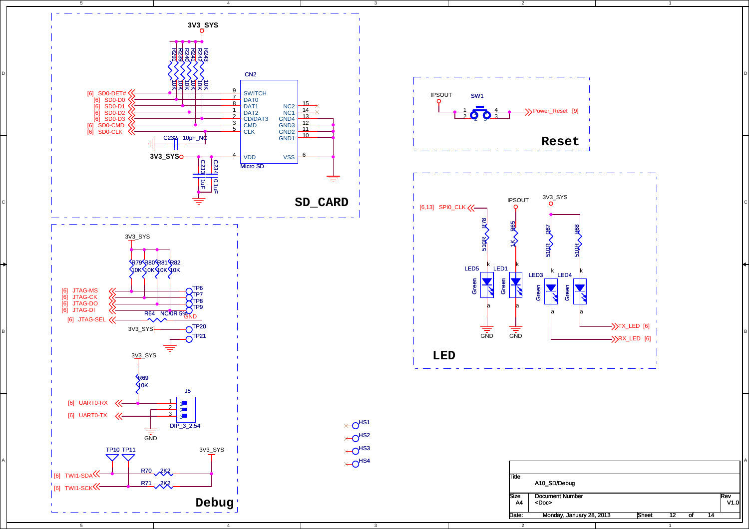## SD_CARD

3V3_SYS

R297, R239, R240, R241, R242, R243 — 10K each

CN2 (Micro SD)

| Signal | Pin | Function |
|---|---|---|
| [6] SD0-DET# | 9 | SWITCH |
| [6] SD0-D0 | 7 | DAT0 |
| [6] SD0-D1 | 8 | DAT1 |
| [6] SD0-D2 | 1 | DAT2 |
| [6] SD0-D3 | 2 | CD/DAT3 |
| [6] SD0-CMD | 3 | CMD |
| [6] SD0-CLK | 5 | CLK |
| 3V3_SYS | 4 | VDD |
| | 15 | NC2 |
| | 14 | NC1 |
| | 13 | GND4 |
| | 12 | GND3 |
| | 11 | GND2 |
| | 10 | GND1 |
| | 6 | VSS |

C232 10pF_NC

C233 1uF

C234 0.1uF

## Reset

IPSOUT

SW1 (1, 2, 3, 4)

Power_Reset [9]

## LED

[6,13] SPI0_CLK — R78 510R — LED5 (Green) — GND

IPSOUT — R65 1K — LED1 (Green) — GND

3V3_SYS — R67 510R — LED3 (Green) — RX_LED [6]

3V3_SYS — R68 510R — LED4 (Green) — TX_LED [6]

## Debug

3V3_SYS

R79, R80, R81, R82 — 10K each

| Signal | Test Point |
|---|---|
| [6] JTAG-MS | TP6 |
| [6] JTAG-CK | TP7 |
| [6] JTAG-DO | TP8 |
| [6] JTAG-DI | TP9 |
| [6] JTAG-SEL | R64 NC/0R 5% — GND |
| 3V3_SYS | TP20 |
| GND | TP21 |

3V3_SYS — R69 10K

J5 (DIP_3_2.54)

| Signal | Pin |
|---|---|
| [6] UART0-RX | 1 |
| [6] UART0-TX | 2 |
| GND | 3 |

TP10, TP11

3V3_SYS

[6] TWI1-SDA — R70 2K2

[6] TWI1-SCK — R71 2K2

HS1, HS2, HS3, HS4

| | | |
|---|---|---|
| Title | A10_SD/Debug | |
| Size A4 | Document Number <Doc> | Rev V1.0 |
| Date: Monday, January 28, 2013 | Sheet 12 of 14 | |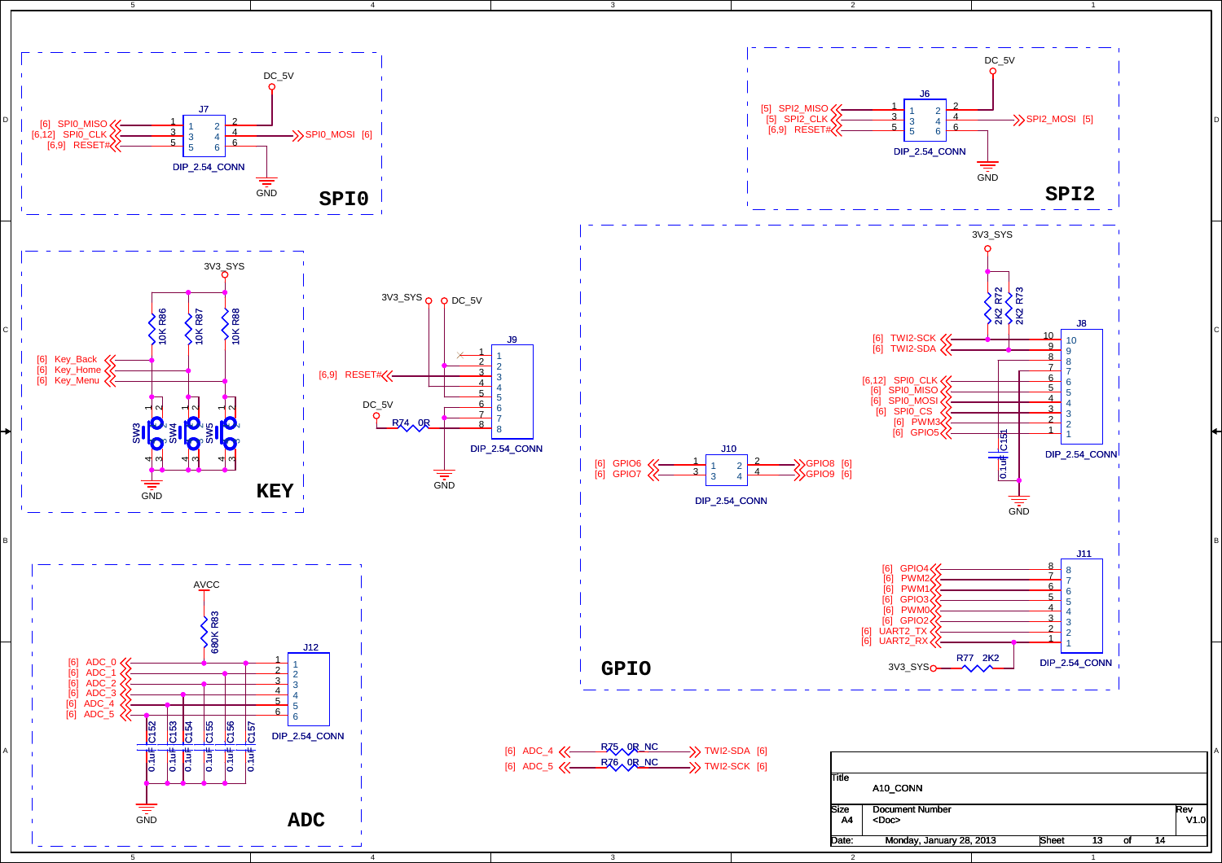## SPI0

**J7** (DIP_2.54_CONN)

| Pin | Signal | Pin | Signal |
|---|---|---|---|
| 1 | [6] SPI0_MISO | 2 | DC_5V |
| 3 | [6,12] SPI0_CLK | 4 | SPI0_MOSI [6] |
| 5 | [6,9] RESET# | 6 | GND |

## SPI2

**J6** (DIP_2.54_CONN)

| Pin | Signal | Pin | Signal |
|---|---|---|---|
| 1 | [5] SPI2_MISO | 2 | DC_5V |
| 3 | [5] SPI2_CLK | 4 | SPI2_MOSI [5] |
| 5 | [6,9] RESET# | 6 | GND |

## KEY

3V3_SYS

- R86 10K — [6] Key_Back — SW3
- R87 10K — [6] Key_Home — SW4
- R88 10K — [6] Key_Menu — SW5

GND

**J9** (DIP_2.54_CONN)

3V3_SYS, DC_5V

| Pin | Signal |
|---|---|
| 1 | NC (x) |
| 2 | DC_5V |
| 3 | [6,9] RESET# |
| 4 | 3V3_SYS |
| 5 | 3V3_SYS |
| 6 | GND |
| 7 | GND |
| 8 | DC_5V via R74 0R |

## GPIO

**J10** (DIP_2.54_CONN)

| Pin | Signal | Pin | Signal |
|---|---|---|---|
| 1 | [6] GPIO6 | 2 | GPIO8 [6] |
| 3 | [6] GPIO7 | 4 | GPIO9 [6] |

**J8** (DIP_2.54_CONN)

3V3_SYS — R72 2K2, R73 2K2 (pull-ups)

| Pin | Signal |
|---|---|
| 10 | [6] TWI2-SCK |
| 9 | [6] TWI2-SDA |
| 8 | 3V3_SYS (C151 0.1uF) |
| 7 | GND |
| 6 | [6,12] SPI0_CLK |
| 5 | [6] SPI0_MISO |
| 4 | [6] SPI0_MOSI |
| 3 | [6] SPI0_CS |
| 2 | [6] PWM3 |
| 1 | [6] GPIO5 |

**J11** (DIP_2.54_CONN)

| Pin | Signal |
|---|---|
| 8 | [6] GPIO4 |
| 7 | [6] PWM2 |
| 6 | [6] PWM1 |
| 5 | [6] GPIO3 |
| 4 | [6] PWM0 |
| 3 | [6] GPIO2 |
| 2 | [6] UART2_TX |
| 1 | [6] UART2_RX |

3V3_SYS — R77 2K2

## ADC

AVCC — R83 680K

**J12** (DIP_2.54_CONN)

| Pin | Signal |
|---|---|
| 1 | [6] ADC_0 |
| 2 | [6] ADC_1 |
| 3 | [6] ADC_2 |
| 4 | [6] ADC_3 |
| 5 | [6] ADC_4 |
| 6 | [6] ADC_5 |

C152, C153, C154, C155, C156, C157: 0.1uF to GND

- [6] ADC_4 — R75 0R_NC — TWI2-SDA [6]
- [6] ADC_5 — R76 0R_NC — TWI2-SCK [6]

| | |
|---|---|
| Title | A10_CONN |
| Size | A4 |
| Document Number | <Doc> |
| Rev | V1.0 |
| Date | Monday, January 28, 2013 |
| Sheet | 13 of 14 |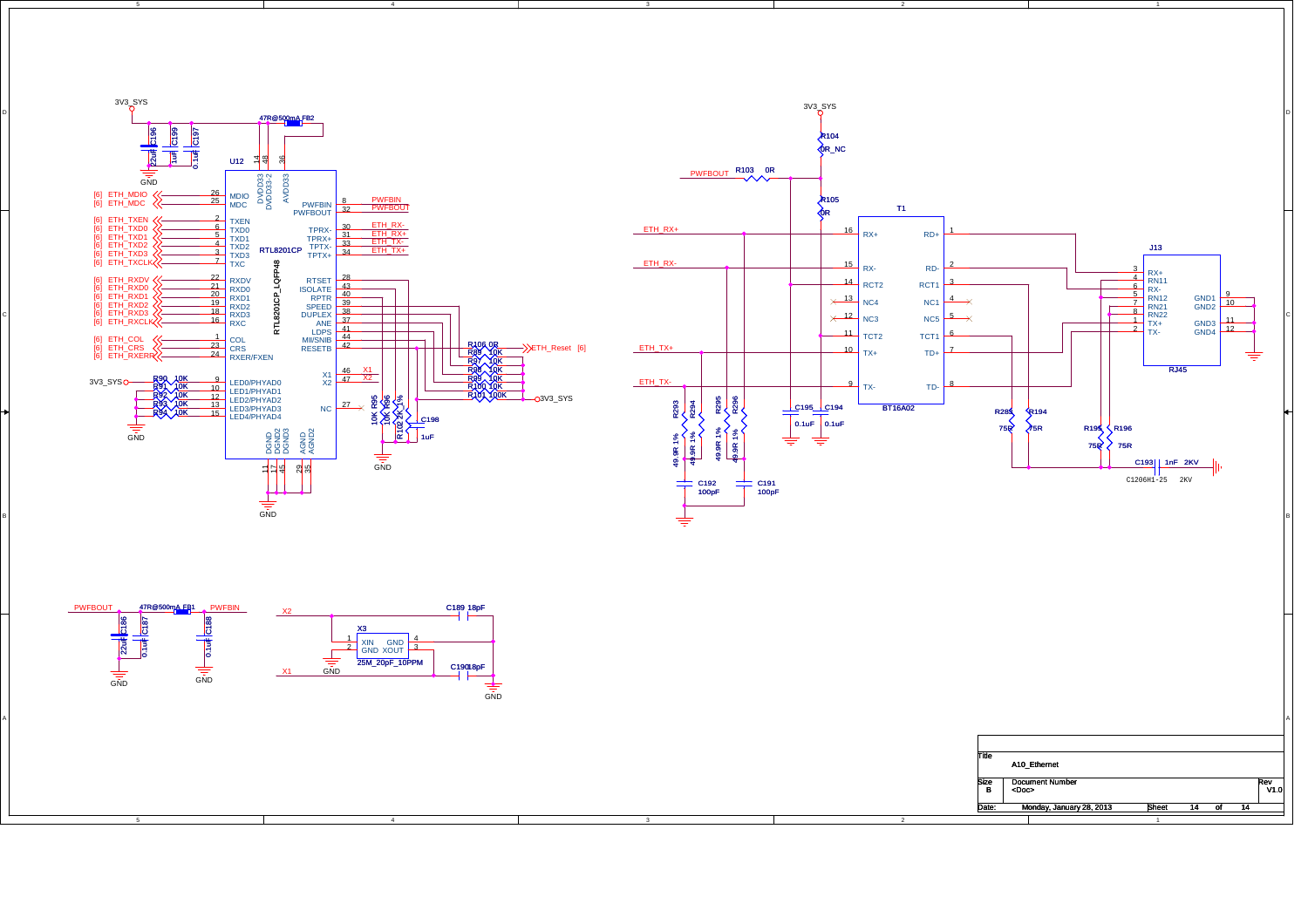3V3_SYS

C196 22uF | C199 1uF | C197 0.1uF

GND

47R@500mA FB2

U12 RTL8201CP RTL8201CP_LQFP48

| Pin | Name | Net |
|---|---|---|
| 26 | MDIO | [6] ETH_MDIO |
| 25 | MDC | [6] ETH_MDC |
| 2 | TXEN | [6] ETH_TXEN |
| 6 | TXD0 | [6] ETH_TXD0 |
| 5 | TXD1 | [6] ETH_TXD1 |
| 4 | TXD2 | [6] ETH_TXD2 |
| 3 | TXD3 | [6] ETH_TXD3 |
| 7 | TXC | [6] ETH_TXCLK |
| 22 | RXDV | [6] ETH_RXDV |
| 21 | RXD0 | [6] ETH_RXD0 |
| 20 | RXD1 | [6] ETH_RXD1 |
| 19 | RXD2 | [6] ETH_RXD2 |
| 18 | RXD3 | [6] ETH_RXD3 |
| 16 | RXC | [6] ETH_RXCLK |
| 1 | COL | [6] ETH_COL |
| 23 | CRS | [6] ETH_CRS |
| 24 | RXER/FXEN | [6] ETH_RXERR |
| 9 | LED0/PHYAD0 | R90 10K |
| 10 | LED1/PHYAD1 | R91 10K |
| 12 | LED2/PHYAD2 | R92 10K |
| 13 | LED3/PHYAD3 | R93 10K |
| 15 | LED4/PHYAD4 | R94 10K |
| 14, 48 | DVDD33, DVDD33-2 | |
| 36 | AVDD33 | |
| 8 | PWFBIN | PWFBIN |
| 32 | PWFBOUT | PWFBOUT |
| 30 | TPRX- | ETH_RX- |
| 31 | TPRX+ | ETH_RX+ |
| 33 | TPTX- | ETH_TX- |
| 34 | TPTX+ | ETH_TX+ |
| 28 | RTSET | |
| 43 | ISOLATE | |
| 40 | RPTR | |
| 39 | SPEED | |
| 38 | DUPLEX | |
| 37 | ANE | |
| 41 | LDPS | |
| 44 | MII/SNIB | |
| 42 | RESETB | R106 0R → ETH_Reset [6] |
| 46 | X1 | X1 |
| 47 | X2 | X2 |
| 27 | NC | |
| 11, 17, 45 | DGND, DGND2, DGND3 | GND |
| 29, 35 | AGND, AGND2 | GND |

3V3_SYS

R89 10K, R97 10K, R98 10K, R99 10K, R100 10K, R101 100K → 3V3_SYS

R95 10K, R96 10K, R102 2K 1%, C198 1uF

GND

3V3_SYS

R104 0R_NC

PWFBOUT R103 0R

R105 0R

T1 BT16A02

| Pin | Name | Pin | Name |
|---|---|---|---|
| 16 | RX+ | 1 | RD+ |
| 15 | RX- | 2 | RD- |
| 14 | RCT2 | 3 | RCT1 |
| 13 | NC4 | 4 | NC1 |
| 12 | NC3 | 5 | NC5 |
| 11 | TCT2 | 6 | TCT1 |
| 10 | TX+ | 7 | TD+ |
| 9 | TX- | 8 | TD- |

ETH_RX+, ETH_RX-, ETH_TX+, ETH_TX-

R293 49.9R 1%, R294 49.9R 1%, R295 49.9R 1%, R296 49.9R 1%

C192 100pF, C191 100pF

C195 0.1uF, C194 0.1uF

J13 RJ45

| Pin | Name | Pin | Name |
|---|---|---|---|
| 3 | RX+ | 9 | GND1 |
| 4 | RN11 | 10 | GND2 |
| 6 | RX- | 11 | GND3 |
| 5 | RN12 | 12 | GND4 |
| 7 | RN21 | | |
| 8 | RN22 | | |
| 1 | TX+ | | |
| 2 | TX- | | |

R289 75R, R194 75R, R195 75R, R196 75R

C193 1nF 2KV C1206H1-25 2KV

PWFBOUT 47R@500mA FB1 PWFBIN

C186 22uF, C187 0.1uF, C188 0.1uF

GND

X3 25M_20pF_10PPM

1 XIN, 2 GND, 4 GND, 3 XOUT

X2, X1

C189 18pF, C190 18pF

GND

Title: A10_Ethernet

Size: B | Document Number: <Doc> | Rev: V1.0

Date: Monday, January 28, 2013 | Sheet 14 of 14